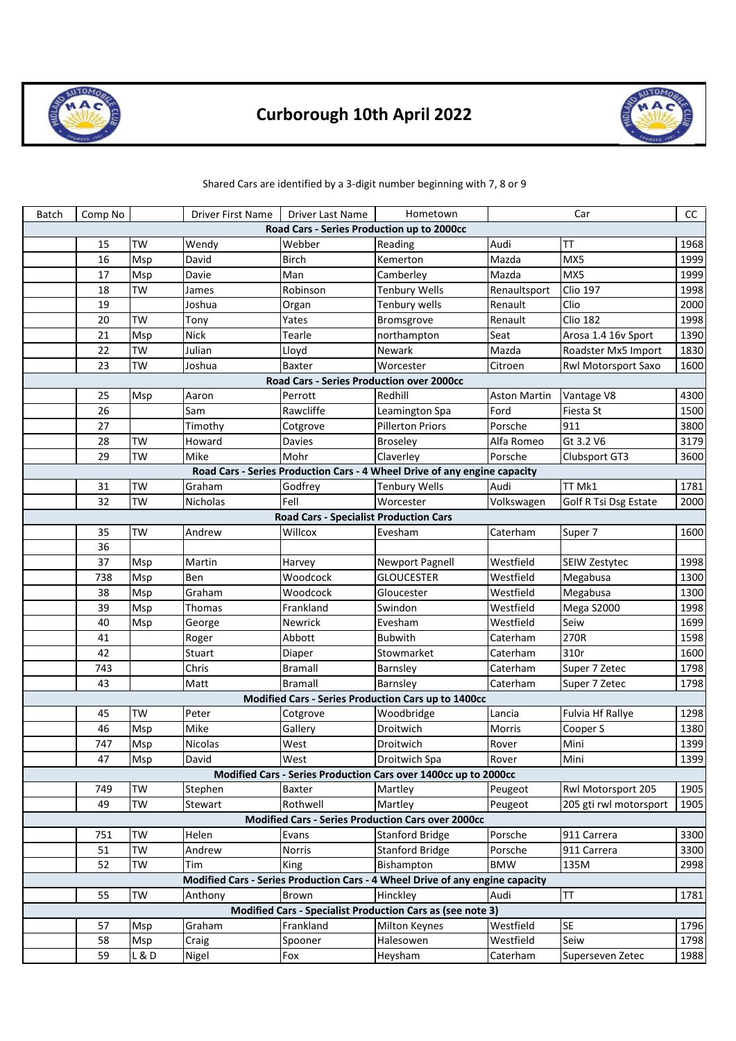# Curborough 10th April 2022

Shared Cars are identified by a 3-digit number beginning with 7, 8 or 9

| Batch | Comp No | | Driver First Name | Driver Last Name | Hometown | Car | | CC |
|---|---|---|---|---|---|---|---|---|
| **Road Cars - Series Production up to 2000cc** | | | | | | | | |
| | 15 | TW | Wendy | Webber | Reading | Audi | TT | 1968 |
| | 16 | Msp | David | Birch | Kemerton | Mazda | MX5 | 1999 |
| | 17 | Msp | Davie | Man | Camberley | Mazda | MX5 | 1999 |
| | 18 | TW | James | Robinson | Tenbury Wells | Renaultsport | Clio 197 | 1998 |
| | 19 | | Joshua | Organ | Tenbury wells | Renault | Clio | 2000 |
| | 20 | TW | Tony | Yates | Bromsgrove | Renault | Clio 182 | 1998 |
| | 21 | Msp | Nick | Tearle | northampton | Seat | Arosa 1.4 16v Sport | 1390 |
| | 22 | TW | Julian | Lloyd | Newark | Mazda | Roadster Mx5 Import | 1830 |
| | 23 | TW | Joshua | Baxter | Worcester | Citroen | Rwl Motorsport Saxo | 1600 |
| **Road Cars - Series Production over 2000cc** | | | | | | | | |
| | 25 | Msp | Aaron | Perrott | Redhill | Aston Martin | Vantage V8 | 4300 |
| | 26 | | Sam | Rawcliffe | Leamington Spa | Ford | Fiesta St | 1500 |
| | 27 | | Timothy | Cotgrove | Pillerton Priors | Porsche | 911 | 3800 |
| | 28 | TW | Howard | Davies | Broseley | Alfa Romeo | Gt 3.2 V6 | 3179 |
| | 29 | TW | Mike | Mohr | Claverley | Porsche | Clubsport GT3 | 3600 |
| **Road Cars - Series Production Cars - 4 Wheel Drive of any engine capacity** | | | | | | | | |
| | 31 | TW | Graham | Godfrey | Tenbury Wells | Audi | TT Mk1 | 1781 |
| | 32 | TW | Nicholas | Fell | Worcester | Volkswagen | Golf R Tsi Dsg Estate | 2000 |
| **Road Cars - Specialist Production Cars** | | | | | | | | |
| | 35 | TW | Andrew | Willcox | Evesham | Caterham | Super 7 | 1600 |
| | 36 | | | | | | | |
| | 37 | Msp | Martin | Harvey | Newport Pagnell | Westfield | SEIW Zestytec | 1998 |
| | 738 | Msp | Ben | Woodcock | GLOUCESTER | Westfield | Megabusa | 1300 |
| | 38 | Msp | Graham | Woodcock | Gloucester | Westfield | Megabusa | 1300 |
| | 39 | Msp | Thomas | Frankland | Swindon | Westfield | Mega S2000 | 1998 |
| | 40 | Msp | George | Newrick | Evesham | Westfield | Seiw | 1699 |
| | 41 | | Roger | Abbott | Bubwith | Caterham | 270R | 1598 |
| | 42 | | Stuart | Diaper | Stowmarket | Caterham | 310r | 1600 |
| | 743 | | Chris | Bramall | Barnsley | Caterham | Super 7 Zetec | 1798 |
| | 43 | | Matt | Bramall | Barnsley | Caterham | Super 7 Zetec | 1798 |
| **Modified Cars - Series Production Cars up to 1400cc** | | | | | | | | |
| | 45 | TW | Peter | Cotgrove | Woodbridge | Lancia | Fulvia Hf Rallye | 1298 |
| | 46 | Msp | Mike | Gallery | Droitwich | Morris | Cooper S | 1380 |
| | 747 | Msp | Nicolas | West | Droitwich | Rover | Mini | 1399 |
| | 47 | Msp | David | West | Droitwich Spa | Rover | Mini | 1399 |
| **Modified Cars - Series Production Cars over 1400cc up to 2000cc** | | | | | | | | |
| | 749 | TW | Stephen | Baxter | Martley | Peugeot | Rwl Motorsport 205 | 1905 |
| | 49 | TW | Stewart | Rothwell | Martley | Peugeot | 205 gti rwl motorsport | 1905 |
| **Modified Cars - Series Production Cars over 2000cc** | | | | | | | | |
| | 751 | TW | Helen | Evans | Stanford Bridge | Porsche | 911 Carrera | 3300 |
| | 51 | TW | Andrew | Norris | Stanford Bridge | Porsche | 911 Carrera | 3300 |
| | 52 | TW | Tim | King | Bishampton | BMW | 135M | 2998 |
| **Modified Cars - Series Production Cars - 4 Wheel Drive of any engine capacity** | | | | | | | | |
| | 55 | TW | Anthony | Brown | Hinckley | Audi | TT | 1781 |
| **Modified Cars - Specialist Production Cars as (see note 3)** | | | | | | | | |
| | 57 | Msp | Graham | Frankland | Milton Keynes | Westfield | SE | 1796 |
| | 58 | Msp | Craig | Spooner | Halesowen | Westfield | Seiw | 1798 |
| | 59 | L & D | Nigel | Fox | Heysham | Caterham | Superseven Zetec | 1988 |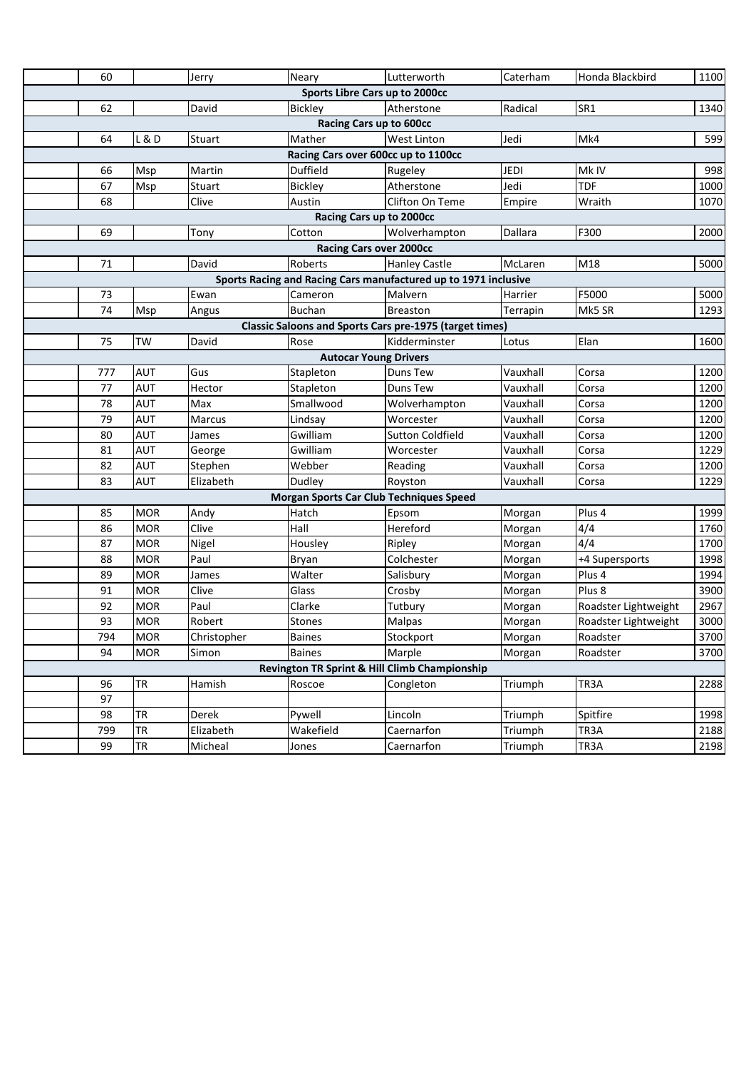| | | | | | | | | |
|---|---|---|---|---|---|---|---|---|
| | 60 | | Jerry | Neary | Lutterworth | Caterham | Honda Blackbird | 1100 |
| **Sports Libre Cars up to 2000cc** | | | | | | | | |
| | 62 | | David | Bickley | Atherstone | Radical | SR1 | 1340 |
| **Racing Cars up to 600cc** | | | | | | | | |
| | 64 | L & D | Stuart | Mather | West Linton | Jedi | Mk4 | 599 |
| **Racing Cars over 600cc up to 1100cc** | | | | | | | | |
| | 66 | Msp | Martin | Duffield | Rugeley | JEDI | Mk IV | 998 |
| | 67 | Msp | Stuart | Bickley | Atherstone | Jedi | TDF | 1000 |
| | 68 | | Clive | Austin | Clifton On Teme | Empire | Wraith | 1070 |
| **Racing Cars up to 2000cc** | | | | | | | | |
| | 69 | | Tony | Cotton | Wolverhampton | Dallara | F300 | 2000 |
| **Racing Cars over 2000cc** | | | | | | | | |
| | 71 | | David | Roberts | Hanley Castle | McLaren | M18 | 5000 |
| **Sports Racing and Racing Cars manufactured up to 1971 inclusive** | | | | | | | | |
| | 73 | | Ewan | Cameron | Malvern | Harrier | F5000 | 5000 |
| | 74 | Msp | Angus | Buchan | Breaston | Terrapin | Mk5 SR | 1293 |
| **Classic Saloons and Sports Cars pre-1975 (target times)** | | | | | | | | |
| | 75 | TW | David | Rose | Kidderminster | Lotus | Elan | 1600 |
| **Autocar Young Drivers** | | | | | | | | |
| | 777 | AUT | Gus | Stapleton | Duns Tew | Vauxhall | Corsa | 1200 |
| | 77 | AUT | Hector | Stapleton | Duns Tew | Vauxhall | Corsa | 1200 |
| | 78 | AUT | Max | Smallwood | Wolverhampton | Vauxhall | Corsa | 1200 |
| | 79 | AUT | Marcus | Lindsay | Worcester | Vauxhall | Corsa | 1200 |
| | 80 | AUT | James | Gwilliam | Sutton Coldfield | Vauxhall | Corsa | 1200 |
| | 81 | AUT | George | Gwilliam | Worcester | Vauxhall | Corsa | 1229 |
| | 82 | AUT | Stephen | Webber | Reading | Vauxhall | Corsa | 1200 |
| | 83 | AUT | Elizabeth | Dudley | Royston | Vauxhall | Corsa | 1229 |
| **Morgan Sports Car Club Techniques Speed** | | | | | | | | |
| | 85 | MOR | Andy | Hatch | Epsom | Morgan | Plus 4 | 1999 |
| | 86 | MOR | Clive | Hall | Hereford | Morgan | 4/4 | 1760 |
| | 87 | MOR | Nigel | Housley | Ripley | Morgan | 4/4 | 1700 |
| | 88 | MOR | Paul | Bryan | Colchester | Morgan | +4 Supersports | 1998 |
| | 89 | MOR | James | Walter | Salisbury | Morgan | Plus 4 | 1994 |
| | 91 | MOR | Clive | Glass | Crosby | Morgan | Plus 8 | 3900 |
| | 92 | MOR | Paul | Clarke | Tutbury | Morgan | Roadster Lightweight | 2967 |
| | 93 | MOR | Robert | Stones | Malpas | Morgan | Roadster Lightweight | 3000 |
| | 794 | MOR | Christopher | Baines | Stockport | Morgan | Roadster | 3700 |
| | 94 | MOR | Simon | Baines | Marple | Morgan | Roadster | 3700 |
| **Revington TR Sprint & Hill Climb Championship** | | | | | | | | |
| | 96 | TR | Hamish | Roscoe | Congleton | Triumph | TR3A | 2288 |
| | 97 | | | | | | | |
| | 98 | TR | Derek | Pywell | Lincoln | Triumph | Spitfire | 1998 |
| | 799 | TR | Elizabeth | Wakefield | Caernarfon | Triumph | TR3A | 2188 |
| | 99 | TR | Micheal | Jones | Caernarfon | Triumph | TR3A | 2198 |